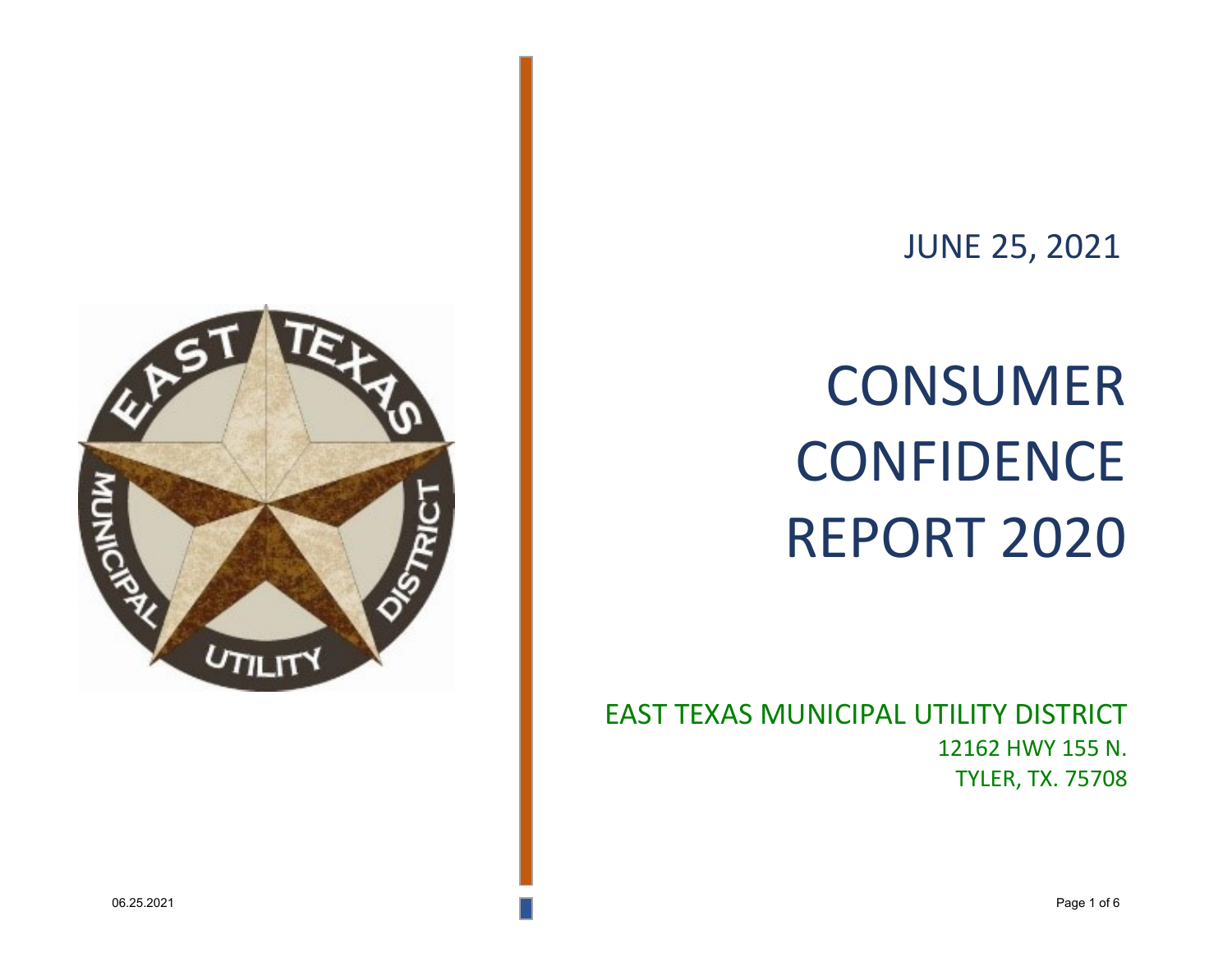JUNE 25, 2021

# CONSUMER CONFIDENCE REPORT 2020

EAST TEXAS MUNICIPAL UTILITY DISTRICT

12162 HWY 155 N.

TYLER, TX. 75708

06.25.2021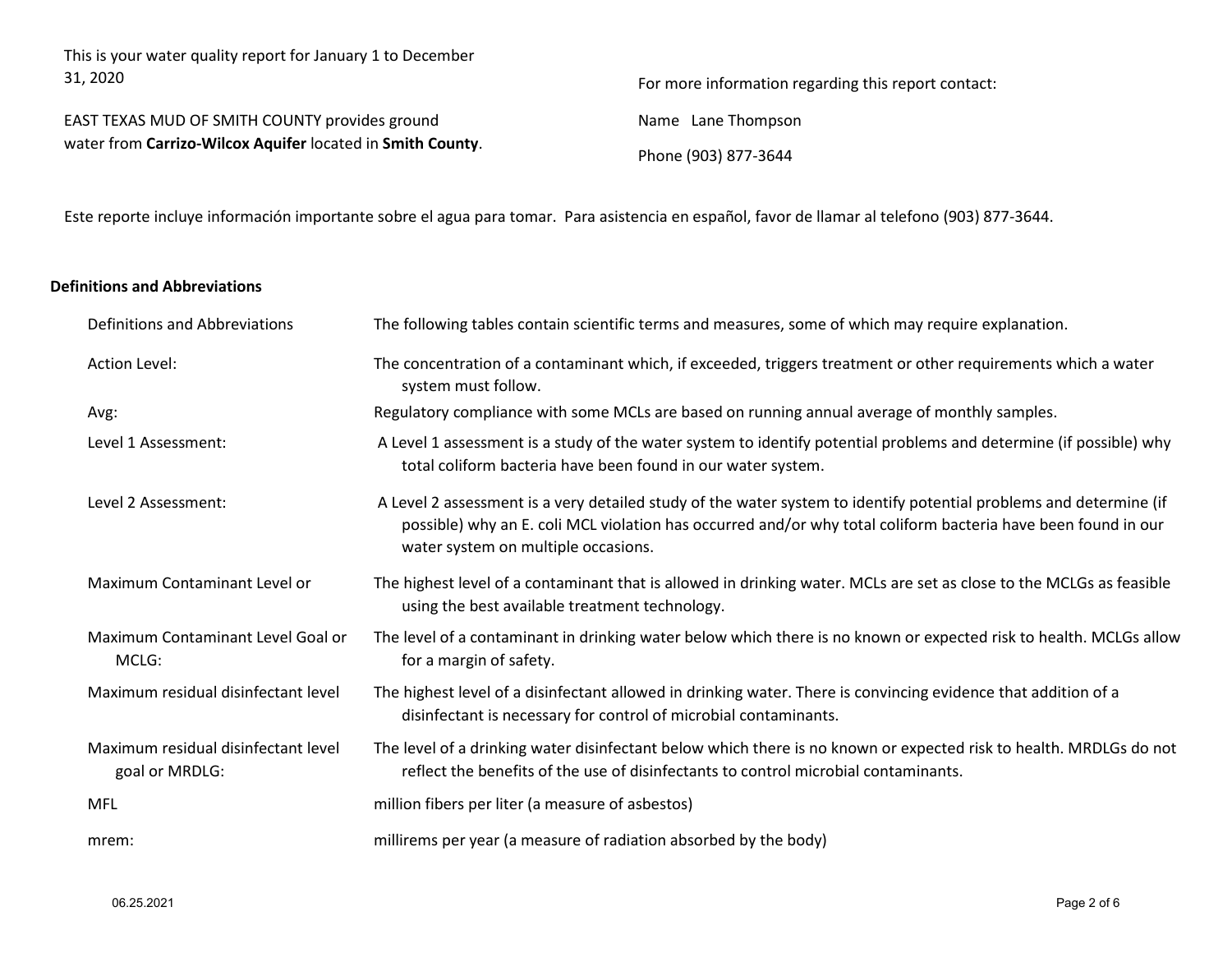This is your water quality report for January 1 to December 31, 2020

EAST TEXAS MUD OF SMITH COUNTY provides ground water from **Carrizo-Wilcox Aquifer** located in **Smith County**.

For more information regarding this report contact:

Name Lane Thompson

Phone (903) 877-3644

Este reporte incluye información importante sobre el agua para tomar. Para asistencia en español, favor de llamar al telefono (903) 877-3644.

**Definitions and Abbreviations**

| | |
|---|---|
| Definitions and Abbreviations | The following tables contain scientific terms and measures, some of which may require explanation. |
| Action Level: | The concentration of a contaminant which, if exceeded, triggers treatment or other requirements which a water system must follow. |
| Avg: | Regulatory compliance with some MCLs are based on running annual average of monthly samples. |
| Level 1 Assessment: | A Level 1 assessment is a study of the water system to identify potential problems and determine (if possible) why total coliform bacteria have been found in our water system. |
| Level 2 Assessment: | A Level 2 assessment is a very detailed study of the water system to identify potential problems and determine (if possible) why an E. coli MCL violation has occurred and/or why total coliform bacteria have been found in our water system on multiple occasions. |
| Maximum Contaminant Level or | The highest level of a contaminant that is allowed in drinking water. MCLs are set as close to the MCLGs as feasible using the best available treatment technology. |
| Maximum Contaminant Level Goal or MCLG: | The level of a contaminant in drinking water below which there is no known or expected risk to health. MCLGs allow for a margin of safety. |
| Maximum residual disinfectant level | The highest level of a disinfectant allowed in drinking water. There is convincing evidence that addition of a disinfectant is necessary for control of microbial contaminants. |
| Maximum residual disinfectant level goal or MRDLG: | The level of a drinking water disinfectant below which there is no known or expected risk to health. MRDLGs do not reflect the benefits of the use of disinfectants to control microbial contaminants. |
| MFL | million fibers per liter (a measure of asbestos) |
| mrem: | millirems per year (a measure of radiation absorbed by the body) |

06.25.2021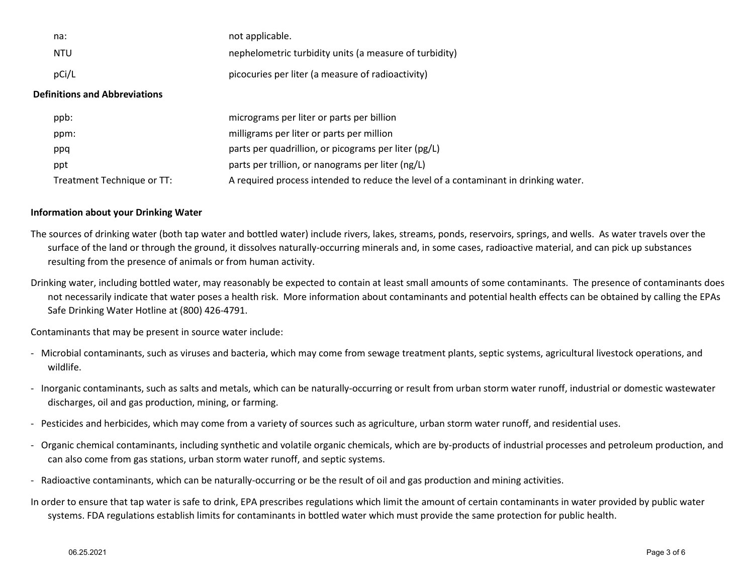| | |
|---|---|
| na: | not applicable. |
| NTU | nephelometric turbidity units (a measure of turbidity) |
| pCi/L | picocuries per liter (a measure of radioactivity) |

**Definitions and Abbreviations**

| | |
|---|---|
| ppb: | micrograms per liter or parts per billion |
| ppm: | milligrams per liter or parts per million |
| ppq | parts per quadrillion, or picograms per liter (pg/L) |
| ppt | parts per trillion, or nanograms per liter (ng/L) |
| Treatment Technique or TT: | A required process intended to reduce the level of a contaminant in drinking water. |

**Information about your Drinking Water**

The sources of drinking water (both tap water and bottled water) include rivers, lakes, streams, ponds, reservoirs, springs, and wells. As water travels over the surface of the land or through the ground, it dissolves naturally-occurring minerals and, in some cases, radioactive material, and can pick up substances resulting from the presence of animals or from human activity.

Drinking water, including bottled water, may reasonably be expected to contain at least small amounts of some contaminants. The presence of contaminants does not necessarily indicate that water poses a health risk. More information about contaminants and potential health effects can be obtained by calling the EPAs Safe Drinking Water Hotline at (800) 426-4791.

Contaminants that may be present in source water include:

- Microbial contaminants, such as viruses and bacteria, which may come from sewage treatment plants, septic systems, agricultural livestock operations, and wildlife.
- Inorganic contaminants, such as salts and metals, which can be naturally-occurring or result from urban storm water runoff, industrial or domestic wastewater discharges, oil and gas production, mining, or farming.
- Pesticides and herbicides, which may come from a variety of sources such as agriculture, urban storm water runoff, and residential uses.
- Organic chemical contaminants, including synthetic and volatile organic chemicals, which are by-products of industrial processes and petroleum production, and can also come from gas stations, urban storm water runoff, and septic systems.
- Radioactive contaminants, which can be naturally-occurring or be the result of oil and gas production and mining activities.

In order to ensure that tap water is safe to drink, EPA prescribes regulations which limit the amount of certain contaminants in water provided by public water systems. FDA regulations establish limits for contaminants in bottled water which must provide the same protection for public health.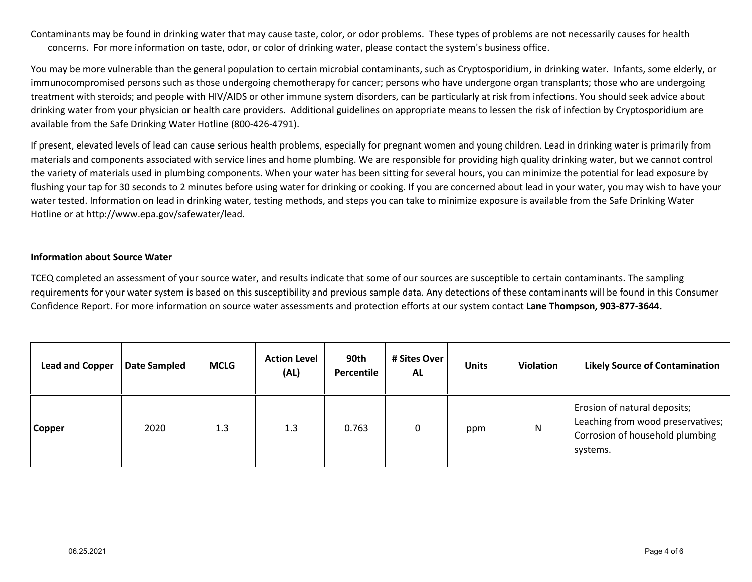Contaminants may be found in drinking water that may cause taste, color, or odor problems. These types of problems are not necessarily causes for health concerns. For more information on taste, odor, or color of drinking water, please contact the system's business office.

You may be more vulnerable than the general population to certain microbial contaminants, such as Cryptosporidium, in drinking water. Infants, some elderly, or immunocompromised persons such as those undergoing chemotherapy for cancer; persons who have undergone organ transplants; those who are undergoing treatment with steroids; and people with HIV/AIDS or other immune system disorders, can be particularly at risk from infections. You should seek advice about drinking water from your physician or health care providers. Additional guidelines on appropriate means to lessen the risk of infection by Cryptosporidium are available from the Safe Drinking Water Hotline (800-426-4791).

If present, elevated levels of lead can cause serious health problems, especially for pregnant women and young children. Lead in drinking water is primarily from materials and components associated with service lines and home plumbing. We are responsible for providing high quality drinking water, but we cannot control the variety of materials used in plumbing components. When your water has been sitting for several hours, you can minimize the potential for lead exposure by flushing your tap for 30 seconds to 2 minutes before using water for drinking or cooking. If you are concerned about lead in your water, you may wish to have your water tested. Information on lead in drinking water, testing methods, and steps you can take to minimize exposure is available from the Safe Drinking Water Hotline or at http://www.epa.gov/safewater/lead.

**Information about Source Water**

TCEQ completed an assessment of your source water, and results indicate that some of our sources are susceptible to certain contaminants. The sampling requirements for your water system is based on this susceptibility and previous sample data. Any detections of these contaminants will be found in this Consumer Confidence Report. For more information on source water assessments and protection efforts at our system contact **Lane Thompson, 903-877-3644.**

| Lead and Copper | Date Sampled | MCLG | Action Level (AL) | 90th Percentile | # Sites Over AL | Units | Violation | Likely Source of Contamination |
|---|---|---|---|---|---|---|---|---|
| **Copper** | 2020 | 1.3 | 1.3 | 0.763 | 0 | ppm | N | Erosion of natural deposits; Leaching from wood preservatives; Corrosion of household plumbing systems. |

06.25.2021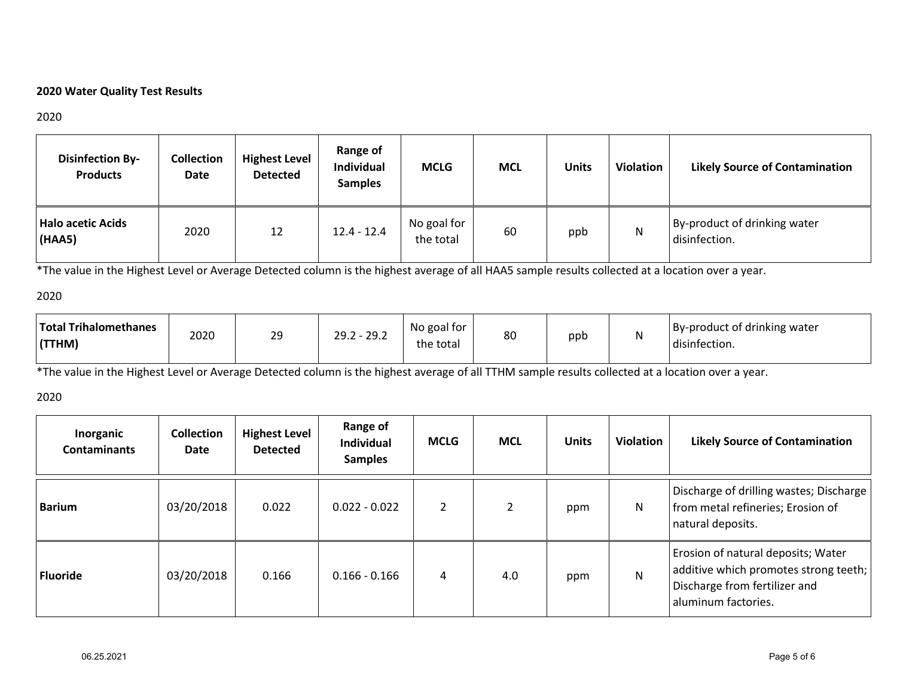**2020 Water Quality Test Results**

2020

| Disinfection By-Products | Collection Date | Highest Level Detected | Range of Individual Samples | MCLG | MCL | Units | Violation | Likely Source of Contamination |
| --- | --- | --- | --- | --- | --- | --- | --- | --- |
| **Halo acetic Acids (HAA5)** | 2020 | 12 | 12.4 - 12.4 | No goal for the total | 60 | ppb | N | By-product of drinking water disinfection. |

*The value in the Highest Level or Average Detected column is the highest average of all HAA5 sample results collected at a location over a year.

2020

| Disinfection By-Products | Collection Date | Highest Level Detected | Range of Individual Samples | MCLG | MCL | Units | Violation | Likely Source of Contamination |
| --- | --- | --- | --- | --- | --- | --- | --- | --- |
| **Total Trihalomethanes (TTHM)** | 2020 | 29 | 29.2 - 29.2 | No goal for the total | 80 | ppb | N | By-product of drinking water disinfection. |

*The value in the Highest Level or Average Detected column is the highest average of all TTHM sample results collected at a location over a year.

2020

| Inorganic Contaminants | Collection Date | Highest Level Detected | Range of Individual Samples | MCLG | MCL | Units | Violation | Likely Source of Contamination |
| --- | --- | --- | --- | --- | --- | --- | --- | --- |
| **Barium** | 03/20/2018 | 0.022 | 0.022 - 0.022 | 2 | 2 | ppm | N | Discharge of drilling wastes; Discharge from metal refineries; Erosion of natural deposits. |
| **Fluoride** | 03/20/2018 | 0.166 | 0.166 - 0.166 | 4 | 4.0 | ppm | N | Erosion of natural deposits; Water additive which promotes strong teeth; Discharge from fertilizer and aluminum factories. |

06.25.2021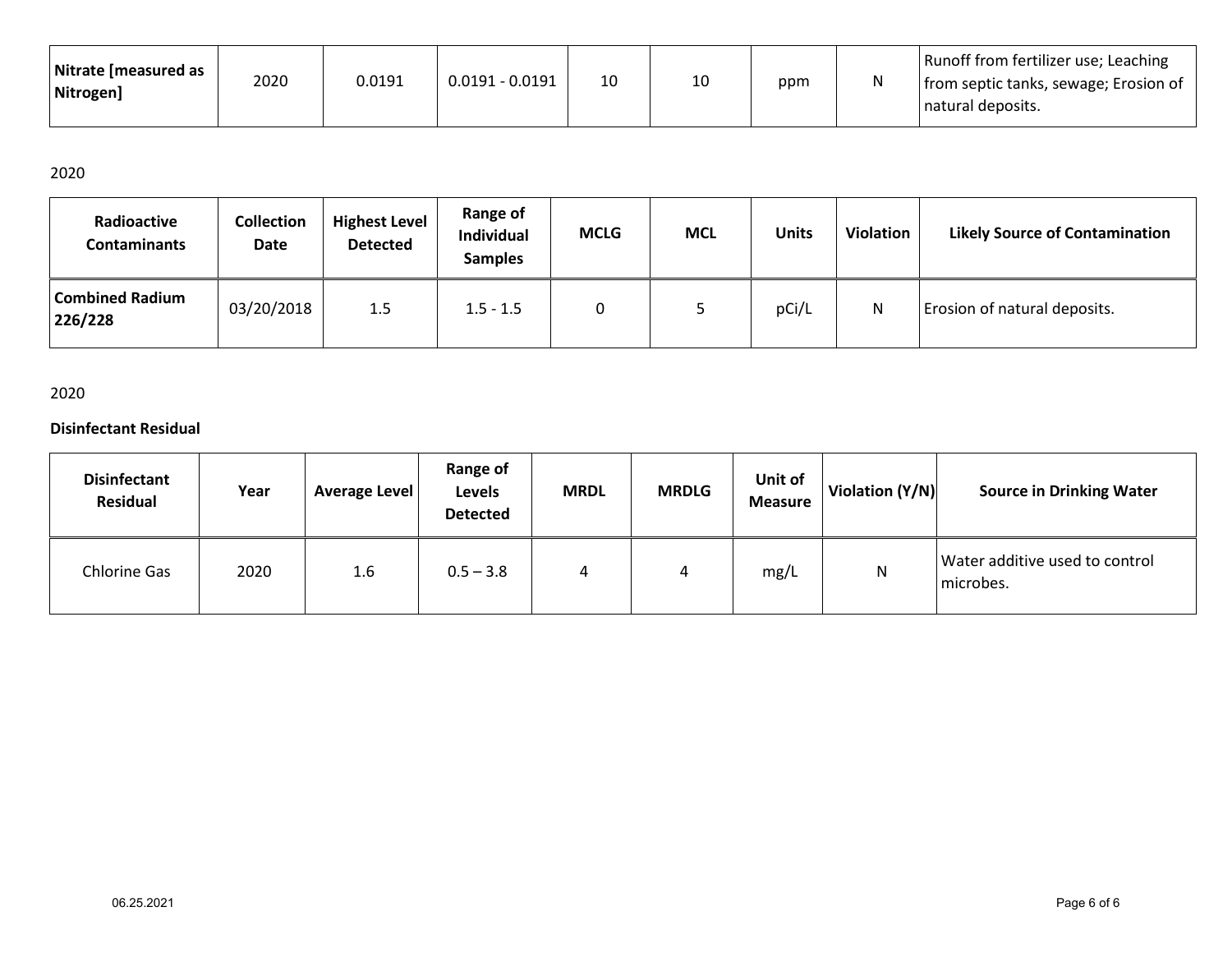| | | | | | | | | |
|---|---|---|---|---|---|---|---|---|
| **Nitrate [measured as Nitrogen]** | 2020 | 0.0191 | 0.0191 - 0.0191 | 10 | 10 | ppm | N | Runoff from fertilizer use; Leaching from septic tanks, sewage; Erosion of natural deposits. |

2020

| Radioactive Contaminants | Collection Date | Highest Level Detected | Range of Individual Samples | MCLG | MCL | Units | Violation | Likely Source of Contamination |
|---|---|---|---|---|---|---|---|---|
| **Combined Radium 226/228** | 03/20/2018 | 1.5 | 1.5 - 1.5 | 0 | 5 | pCi/L | N | Erosion of natural deposits. |

2020

**Disinfectant Residual**

| Disinfectant Residual | Year | Average Level | Range of Levels Detected | MRDL | MRDLG | Unit of Measure | Violation (Y/N) | Source in Drinking Water |
|---|---|---|---|---|---|---|---|---|
| Chlorine Gas | 2020 | 1.6 | 0.5 – 3.8 | 4 | 4 | mg/L | N | Water additive used to control microbes. |

06.25.2021